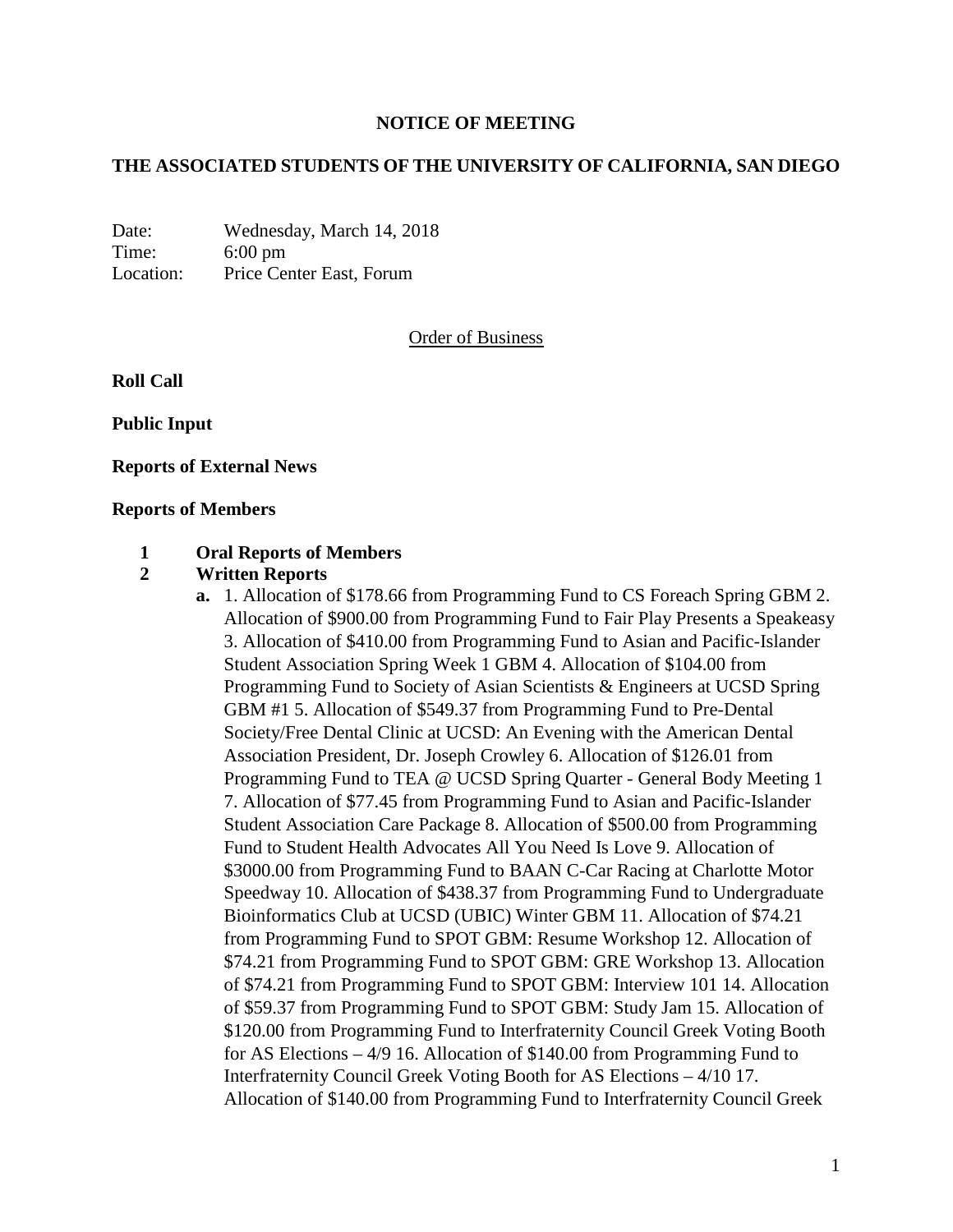**NOTICE OF MEETING**

**THE ASSOCIATED STUDENTS OF THE UNIVERSITY OF CALIFORNIA, SAN DIEGO**

Date: Wednesday, March 14, 2018
Time: 6:00 pm
Location: Price Center East, Forum

Order of Business

**Roll Call**

**Public Input**

**Reports of External News**

**Reports of Members**

**1 Oral Reports of Members**

**2 Written Reports**

**a.** 1. Allocation of $178.66 from Programming Fund to CS Foreach Spring GBM 2. Allocation of $900.00 from Programming Fund to Fair Play Presents a Speakeasy 3. Allocation of $410.00 from Programming Fund to Asian and Pacific-Islander Student Association Spring Week 1 GBM 4. Allocation of $104.00 from Programming Fund to Society of Asian Scientists & Engineers at UCSD Spring GBM #1 5. Allocation of $549.37 from Programming Fund to Pre-Dental Society/Free Dental Clinic at UCSD: An Evening with the American Dental Association President, Dr. Joseph Crowley 6. Allocation of $126.01 from Programming Fund to TEA @ UCSD Spring Quarter - General Body Meeting 1 7. Allocation of $77.45 from Programming Fund to Asian and Pacific-Islander Student Association Care Package 8. Allocation of $500.00 from Programming Fund to Student Health Advocates All You Need Is Love 9. Allocation of $3000.00 from Programming Fund to BAAN C-Car Racing at Charlotte Motor Speedway 10. Allocation of $438.37 from Programming Fund to Undergraduate Bioinformatics Club at UCSD (UBIC) Winter GBM 11. Allocation of $74.21 from Programming Fund to SPOT GBM: Resume Workshop 12. Allocation of $74.21 from Programming Fund to SPOT GBM: GRE Workshop 13. Allocation of $74.21 from Programming Fund to SPOT GBM: Interview 101 14. Allocation of $59.37 from Programming Fund to SPOT GBM: Study Jam 15. Allocation of $120.00 from Programming Fund to Interfraternity Council Greek Voting Booth for AS Elections – 4/9 16. Allocation of $140.00 from Programming Fund to Interfraternity Council Greek Voting Booth for AS Elections – 4/10 17. Allocation of $140.00 from Programming Fund to Interfraternity Council Greek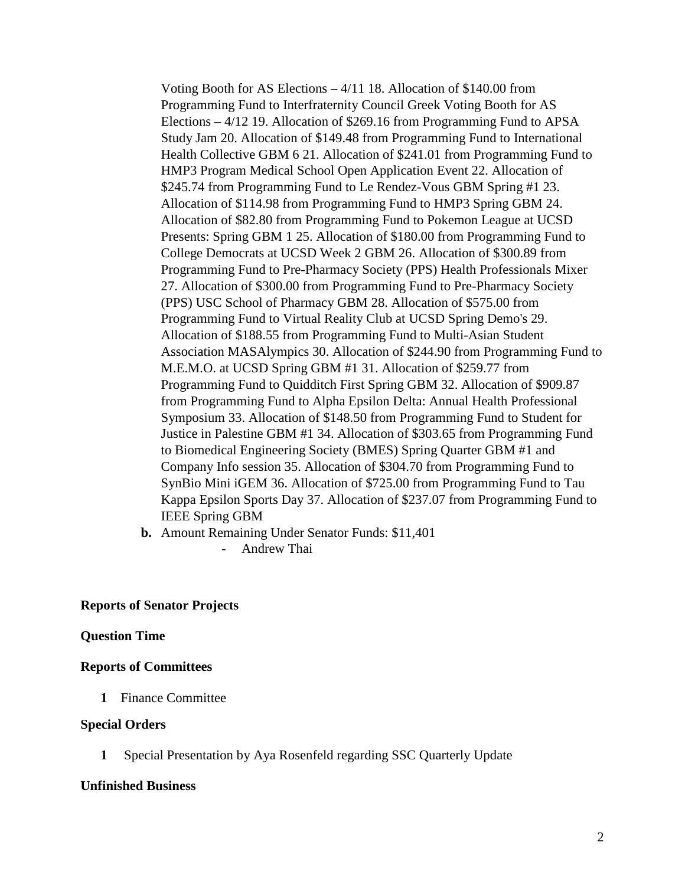Voting Booth for AS Elections – 4/11 18. Allocation of $140.00 from Programming Fund to Interfraternity Council Greek Voting Booth for AS Elections – 4/12 19. Allocation of $269.16 from Programming Fund to APSA Study Jam 20. Allocation of $149.48 from Programming Fund to International Health Collective GBM 6 21. Allocation of $241.01 from Programming Fund to HMP3 Program Medical School Open Application Event 22. Allocation of $245.74 from Programming Fund to Le Rendez-Vous GBM Spring #1 23. Allocation of $114.98 from Programming Fund to HMP3 Spring GBM 24. Allocation of $82.80 from Programming Fund to Pokemon League at UCSD Presents: Spring GBM 1 25. Allocation of $180.00 from Programming Fund to College Democrats at UCSD Week 2 GBM 26. Allocation of $300.89 from Programming Fund to Pre-Pharmacy Society (PPS) Health Professionals Mixer 27. Allocation of $300.00 from Programming Fund to Pre-Pharmacy Society (PPS) USC School of Pharmacy GBM 28. Allocation of $575.00 from Programming Fund to Virtual Reality Club at UCSD Spring Demo's 29. Allocation of $188.55 from Programming Fund to Multi-Asian Student Association MASAlympics 30. Allocation of $244.90 from Programming Fund to M.E.M.O. at UCSD Spring GBM #1 31. Allocation of $259.77 from Programming Fund to Quidditch First Spring GBM 32. Allocation of $909.87 from Programming Fund to Alpha Epsilon Delta: Annual Health Professional Symposium 33. Allocation of $148.50 from Programming Fund to Student for Justice in Palestine GBM #1 34. Allocation of $303.65 from Programming Fund to Biomedical Engineering Society (BMES) Spring Quarter GBM #1 and Company Info session 35. Allocation of $304.70 from Programming Fund to SynBio Mini iGEM 36. Allocation of $725.00 from Programming Fund to Tau Kappa Epsilon Sports Day 37. Allocation of $237.07 from Programming Fund to IEEE Spring GBM

**b.** Amount Remaining Under Senator Funds: $11,401
- Andrew Thai

**Reports of Senator Projects**

**Question Time**

**Reports of Committees**

**1** Finance Committee

**Special Orders**

**1** Special Presentation by Aya Rosenfeld regarding SSC Quarterly Update

**Unfinished Business**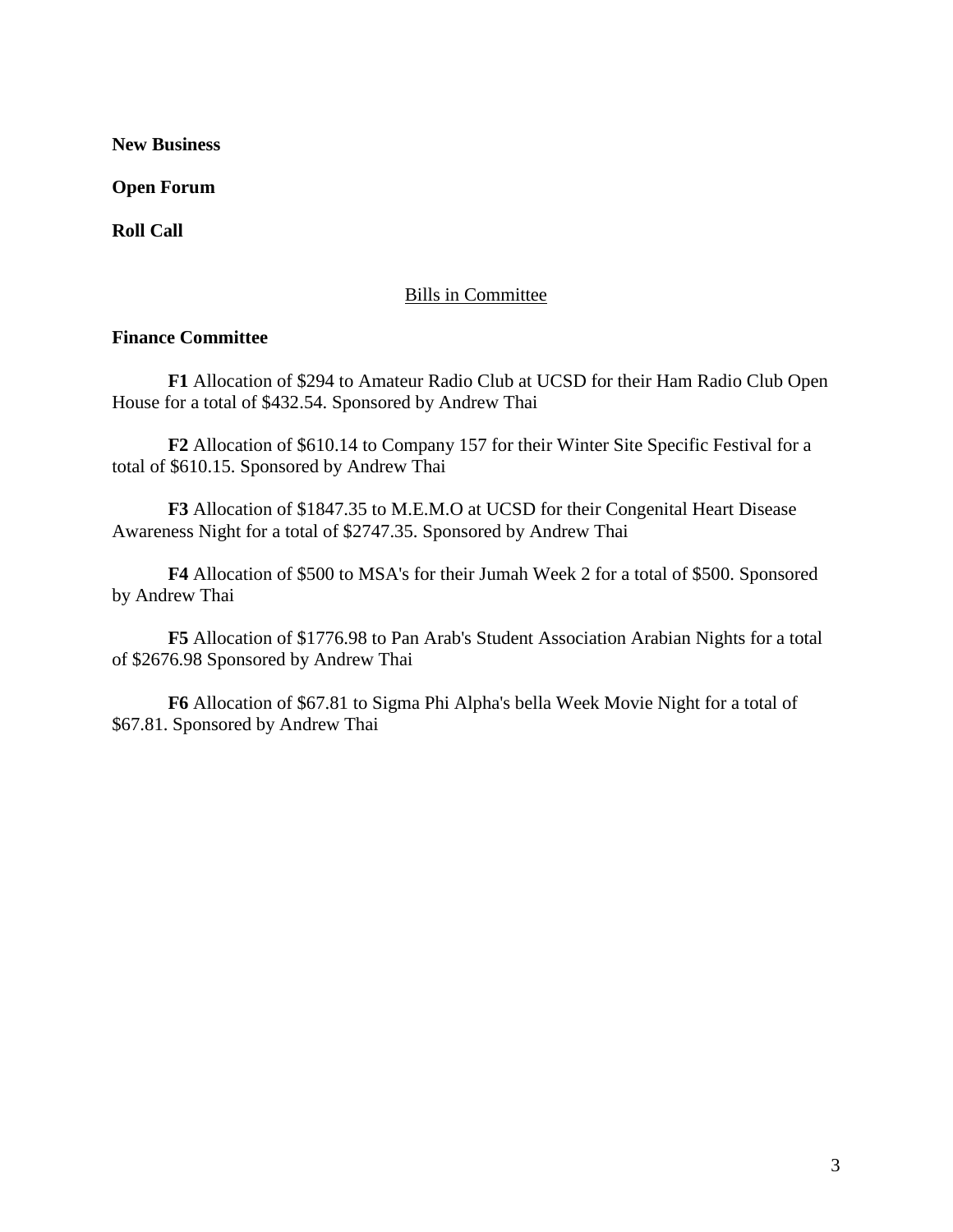**New Business**

**Open Forum**

**Roll Call**

## Bills in Committee

**Finance Committee**

**F1** Allocation of $294 to Amateur Radio Club at UCSD for their Ham Radio Club Open House for a total of $432.54. Sponsored by Andrew Thai

**F2** Allocation of $610.14 to Company 157 for their Winter Site Specific Festival for a total of $610.15. Sponsored by Andrew Thai

**F3** Allocation of $1847.35 to M.E.M.O at UCSD for their Congenital Heart Disease Awareness Night for a total of $2747.35. Sponsored by Andrew Thai

**F4** Allocation of $500 to MSA's for their Jumah Week 2 for a total of $500. Sponsored by Andrew Thai

**F5** Allocation of $1776.98 to Pan Arab's Student Association Arabian Nights for a total of $2676.98 Sponsored by Andrew Thai

**F6** Allocation of $67.81 to Sigma Phi Alpha's bella Week Movie Night for a total of $67.81. Sponsored by Andrew Thai